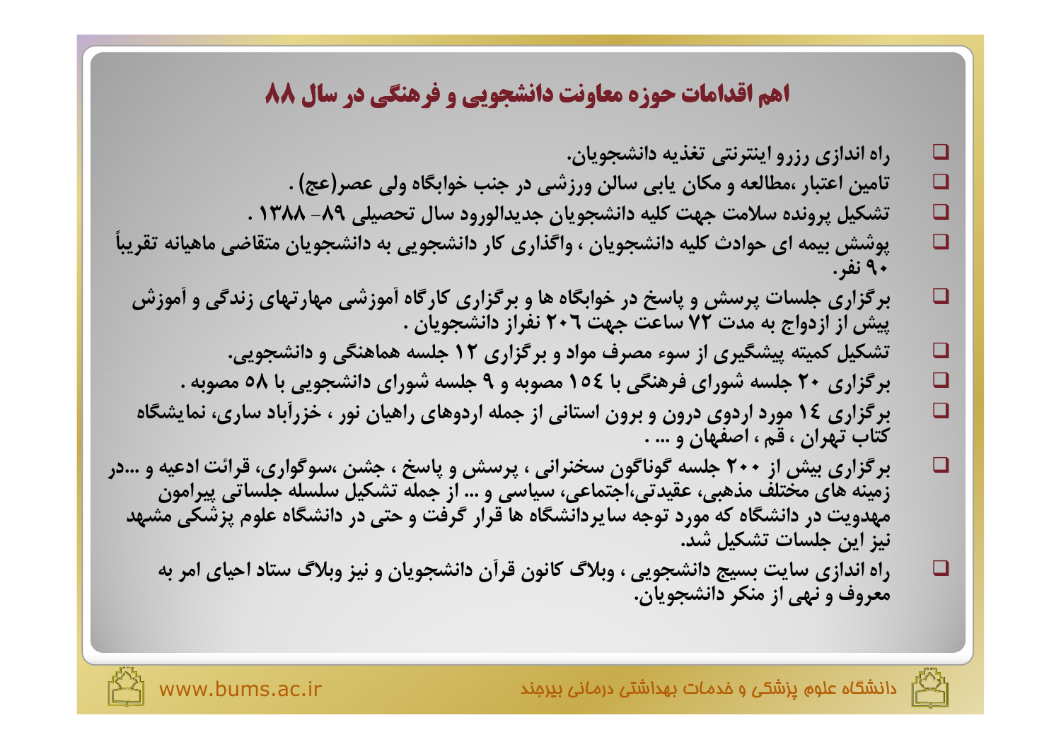## اهم اقدامات حوزه معاونت دانشجویی و فرهنگی در سال ۸۸

- راه اندازی رزرو اینترنتی تغذیه دانشجویان.
- تامین اعتبار ،مطالعه و مکان یابی سالن ورزشی در جنب خوابگاه ولی عصر(عج) .
- تشکیل پرونده سلامت جهت کلیه دانشجویان جدیدالورود سال تحصیلی ۸۹- ۱۳۸۸ .
- پوشش بیمه ای حوادث کلیه دانشجویان ، واگذاری کار دانشجویی به دانشجویان متقاضی ماهیانه تقریباً ۹۰ نفر.
- برگزاری جلسات پرسش و پاسخ در خوابگاه ها و برگزاری کارگاه آموزشی مهارتهای زندگی و آموزش پیش از ازدواج به مدت ۷۲ ساعت جهت ۲۰۶ نفراز دانشجویان .
- تشکیل کمیته پیشگیری از سوء مصرف مواد و برگزاری ۱۲ جلسه هماهنگی و دانشجویی.
- برگزاری ۲۰ جلسه شورای فرهنگی با ۱۵٤ مصوبه و ۹ جلسه شورای دانشجویی با ۵۸ مصوبه .
- برگزاری ۱٤ مورد اردوی درون و برون استانی از جمله اردوهای راهیان نور ، خزرآباد ساری، نمایشگاه کتاب تهران ، قم ، اصفهان و ... .
- برگزاری بیش از ۲۰۰ جلسه گوناگون سخنرانی ، پرسش و پاسخ ، جشن ،سوگواری، قرائت ادعیه و ...در زمینه های مختلف مذهبی، عقیدتی،اجتماعی، سیاسی و ... از جمله تشکیل سلسله جلساتی پیرامون مهدویت در دانشگاه که مورد توجه سایردانشگاه ها قرار گرفت و حتی در دانشگاه علوم پزشکی مشهد نیز این جلسات تشکیل شد.
- راه اندازی سایت بسیج دانشجویی ، وبلاگ کانون قرآن دانشجویان و نیز وبلاگ ستاد احیای امر به معروف و نهی از منکر دانشجویان.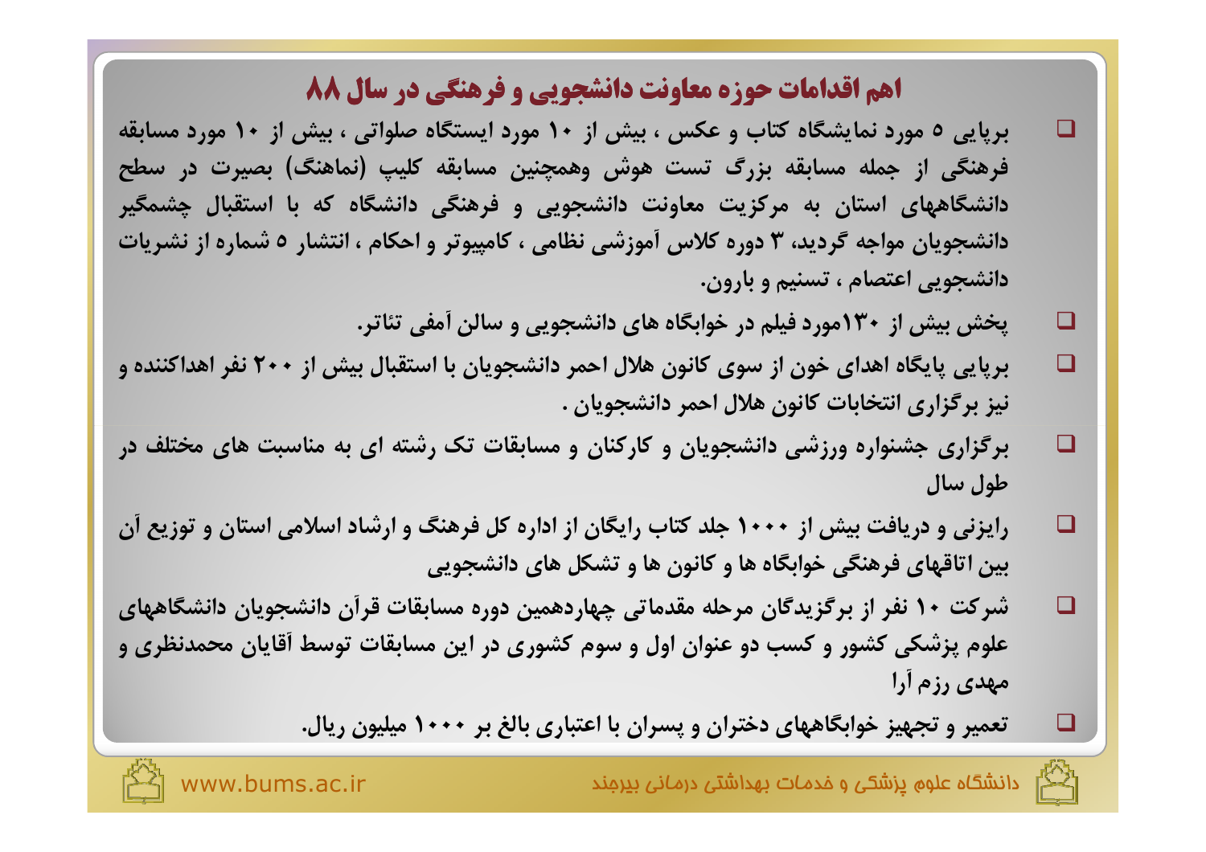# اهم اقدامات حوزه معاونت دانشجویی و فرهنگی در سال ۸۸

- برپایی ۵ مورد نمایشگاه کتاب و عکس ، بیش از ۱۰ مورد ایستگاه صلواتی ، بیش از ۱۰ مورد مسابقه فرهنگی از جمله مسابقه بزرگ تست هوش وهمچنین مسابقه کلیپ (نماهنگ) بصیرت در سطح دانشگاههای استان به مرکزیت معاونت دانشجویی و فرهنگی دانشگاه که با استقبال چشمگیر دانشجویان مواجه گردید، ۳ دوره کلاس آموزشی نظامی ، کامپیوتر و احکام ، انتشار ۵ شماره از نشریات دانشجویی اعتصام ، تسنیم و بارون.
- پخش بیش از ۱۳۰مورد فیلم در خوابگاه های دانشجویی و سالن آمفی تئاتر.
- برپایی پایگاه اهدای خون از سوی کانون هلال احمر دانشجویان با استقبال بیش از ۲۰۰ نفر اهداکننده و نیز برگزاری انتخابات کانون هلال احمر دانشجویان .
- برگزاری جشنواره ورزشی دانشجویان و کارکنان و مسابقات تک رشته ای به مناسبت های مختلف در طول سال
- رایزنی و دریافت بیش از ۱۰۰۰ جلد کتاب رایگان از اداره کل فرهنگ و ارشاد اسلامی استان و توزیع آن بین اتاقهای فرهنگی خوابگاه ها و کانون ها و تشکل های دانشجویی
- شرکت ۱۰ نفر از برگزیدگان مرحله مقدماتی چهاردهمین دوره مسابقات قرآن دانشجویان دانشگاههای علوم پزشکی کشور و کسب دو عنوان اول و سوم کشوری در این مسابقات توسط آقایان محمدنظری و مهدی رزم آرا
- تعمیر و تجهیز خوابگاههای دختران و پسران با اعتباری بالغ بر ۱۰۰۰ میلیون ریال.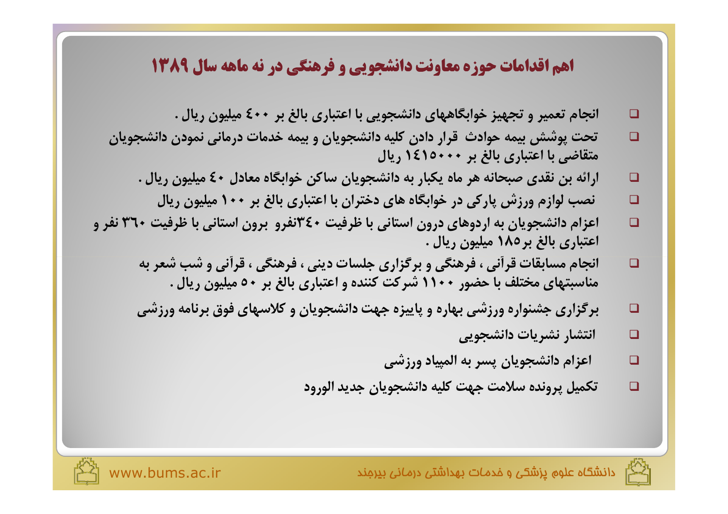## اهم اقدامات حوزه معاونت دانشجویی و فرهنگی در نه ماهه سال ۱۳۸۹

- انجام تعمیر و تجهیز خوابگاههای دانشجویی با اعتباری بالغ بر ٤٠٠ میلیون ریال .
- تحت پوشش بیمه حوادث قرار دادن کلیه دانشجویان و بیمه خدمات درمانی نمودن دانشجویان متقاضی با اعتباری بالغ بر ١٤١٥٠٠٠٠ ریال
- ارائه بن نقدی صبحانه هر ماه یکبار به دانشجویان ساکن خوابگاه معادل ٤٠ میلیون ریال .
- نصب لوازم ورزش پارکی در خوابگاه های دختران با اعتباری بالغ بر ١٠٠ میلیون ریال
- اعزام دانشجویان به اردوهای درون استانی با ظرفیت ٣٤٠نفرو برون استانی با ظرفیت ٣٦٠ نفر و اعتباری بالغ بر١٨٥ میلیون ریال .
- انجام مسابقات قرآنی ، فرهنگی و برگزاری جلسات دینی ، فرهنگی ، قرآنی و شب شعر به مناسبتهای مختلف با حضور ١١٠٠ شرکت کننده و اعتباری بالغ بر ٥٠ میلیون ریال .
- برگزاری جشنواره ورزشی بهاره و پاییزه جهت دانشجویان و کلاسهای فوق برنامه ورزشی
- انتشار نشریات دانشجویی
- اعزام دانشجویان پسر به المپیاد ورزشی
- تکمیل پرونده سلامت جهت کلیه دانشجویان جدید الورود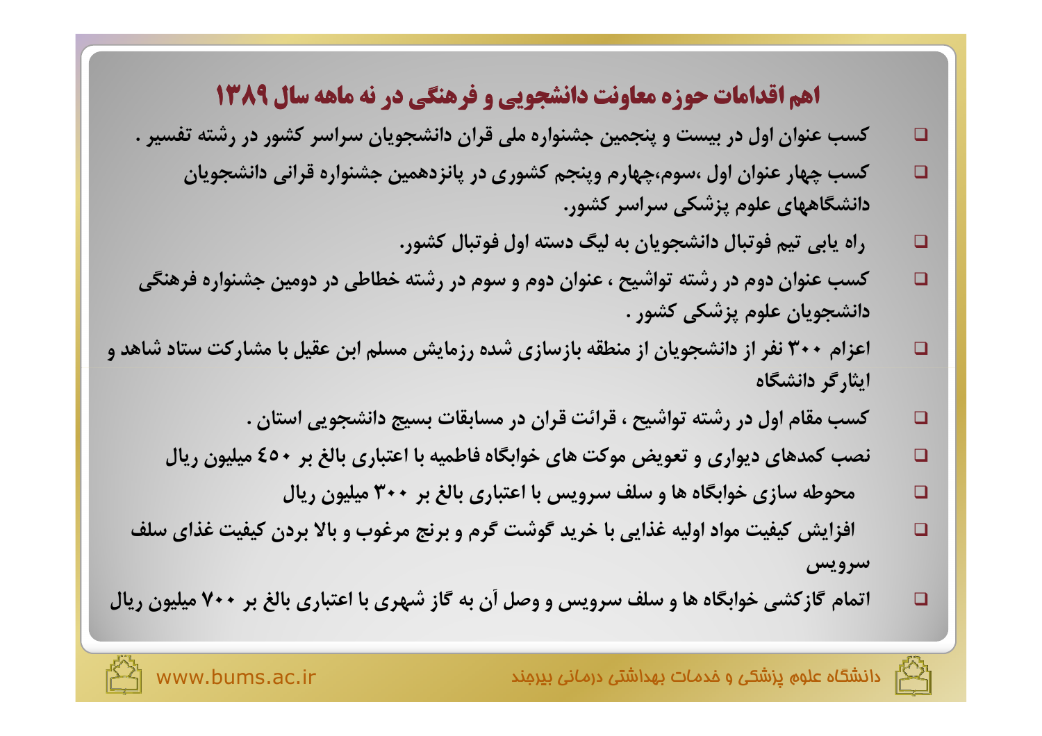## اهم اقدامات حوزه معاونت دانشجویی و فرهنگی در نه ماهه سال ۱۳۸۹

- کسب عنوان اول در بیست و پنجمین جشنواره ملی قران دانشجویان سراسر کشور در رشته تفسیر .
- کسب چهار عنوان اول ،سوم،چهارم وپنجم کشوری در پانزدهمین جشنواره قرانی دانشجویان دانشگاههای علوم پزشکی سراسر کشور.
- راه یابی تیم فوتبال دانشجویان به لیگ دسته اول فوتبال کشور.
- کسب عنوان دوم در رشته تواشیح ، عنوان دوم و سوم در رشته خطاطی در دومین جشنواره فرهنگی دانشجویان علوم پزشکی کشور .
- اعزام ۳۰۰ نفر از دانشجویان از منطقه بازسازی شده رزمایش مسلم ابن عقیل با مشارکت ستاد شاهد و ایثارگر دانشگاه
- کسب مقام اول در رشته تواشیح ، قرائت قران در مسابقات بسیج دانشجویی استان .
- نصب کمدهای دیواری و تعویض موکت های خوابگاه فاطمیه با اعتباری بالغ بر ٤٥٠ میلیون ریال
- محوطه سازی خوابگاه ها و سلف سرویس با اعتباری بالغ بر ۳۰۰ میلیون ریال
- افزایش کیفیت مواد اولیه غذایی با خرید گوشت گرم و برنج مرغوب و بالا بردن کیفیت غذای سلف سرویس
- اتمام گازکشی خوابگاه ها و سلف سرویس و وصل آن به گاز شهری با اعتباری بالغ بر ۷۰۰ میلیون ریال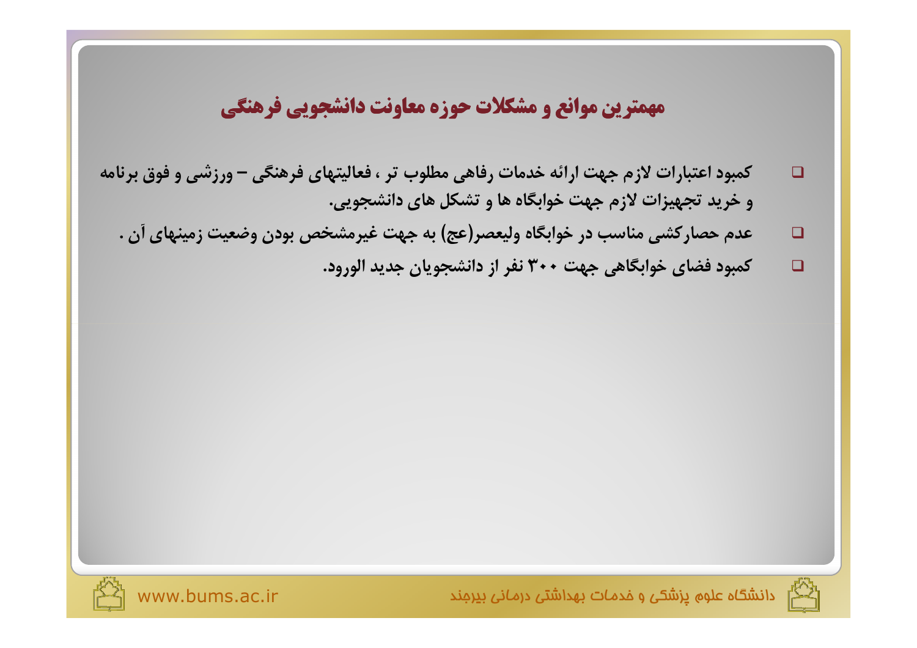## مهمترین موانع و مشکلات حوزه معاونت دانشجویی فرهنگی

- کمبود اعتبارات لازم جهت ارائه خدمات رفاهی مطلوب تر ، فعالیتهای فرهنگی – ورزشی و فوق برنامه و خرید تجهیزات لازم جهت خوابگاه ها و تشکل های دانشجویی.
- عدم حصارکشی مناسب در خوابگاه ولیعصر(عج) به جهت غیرمشخص بودن وضعیت زمینهای آن .
- کمبود فضای خوابگاهی جهت ۳۰۰ نفر از دانشجویان جدید الورود.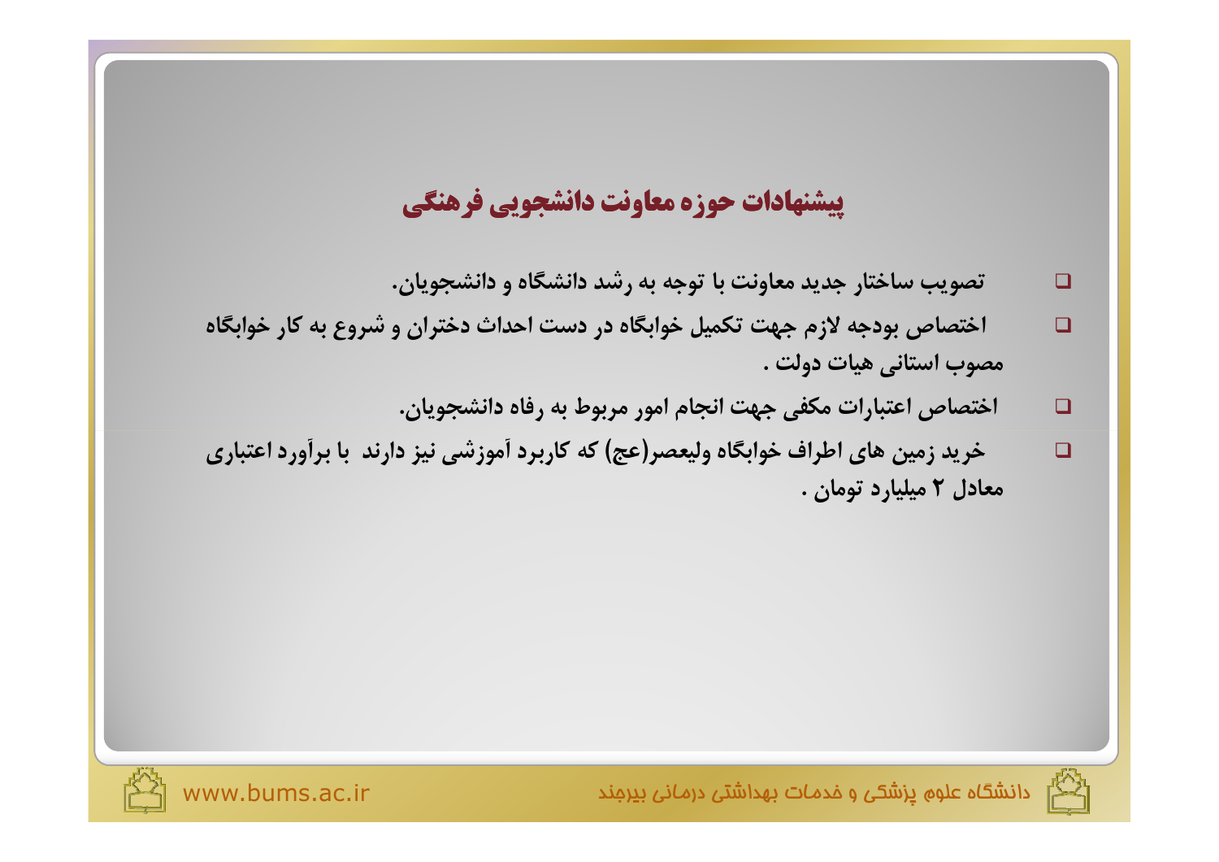## پیشنهادات حوزه معاونت دانشجویی فرهنگی

- تصویب ساختار جدید معاونت با توجه به رشد دانشگاه و دانشجویان.
- اختصاص بودجه لازم جهت تکمیل خوابگاه در دست احداث دختران و شروع به کار خوابگاه مصوب استانی هیات دولت .
- اختصاص اعتبارات مکفی جهت انجام امور مربوط به رفاه دانشجویان.
- خرید زمین های اطراف خوابگاه ولیعصر(عج) که کاربرد آموزشی نیز دارند  با برآورد اعتباری معادل ۲ میلیارد تومان .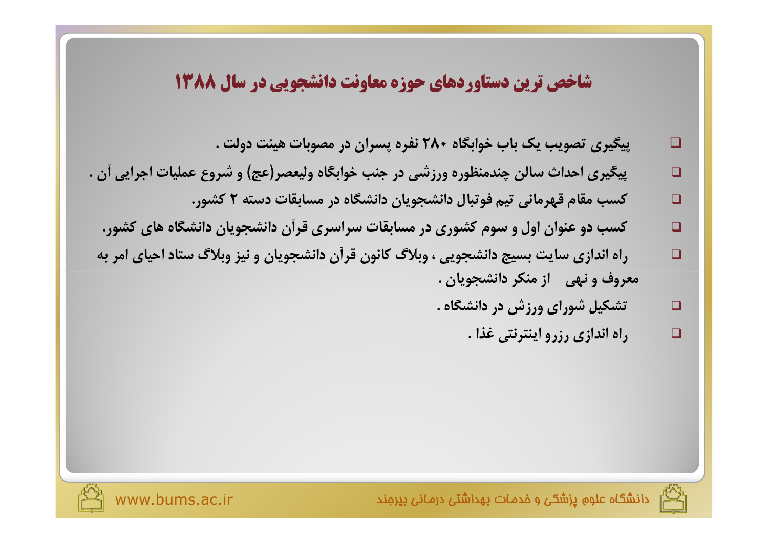## شاخص ترین دستاوردهای حوزه معاونت دانشجویی در سال ۱۳۸۸

- پیگیری تصویب یک باب خوابگاه ۲۸۰ نفره پسران در مصوبات هیئت دولت .
- پیگیری احداث سالن چندمنظوره ورزشی در جنب خوابگاه ولیعصر(عج) و شروع عملیات اجرایی آن .
- کسب مقام قهرمانی تیم فوتبال دانشجویان دانشگاه در مسابقات دسته ۲ کشور.
- کسب دو عنوان اول و سوم کشوری در مسابقات سراسری قرآن دانشجویان دانشگاه های کشور.
- راه اندازی سایت بسیج دانشجویی ، وبلاگ کانون قرآن دانشجویان و نیز وبلاگ ستاد احیای امر به معروف و نهی از منکر دانشجویان .
- تشکیل شورای ورزش در دانشگاه .
- راه اندازی رزرو اینترنتی غذا .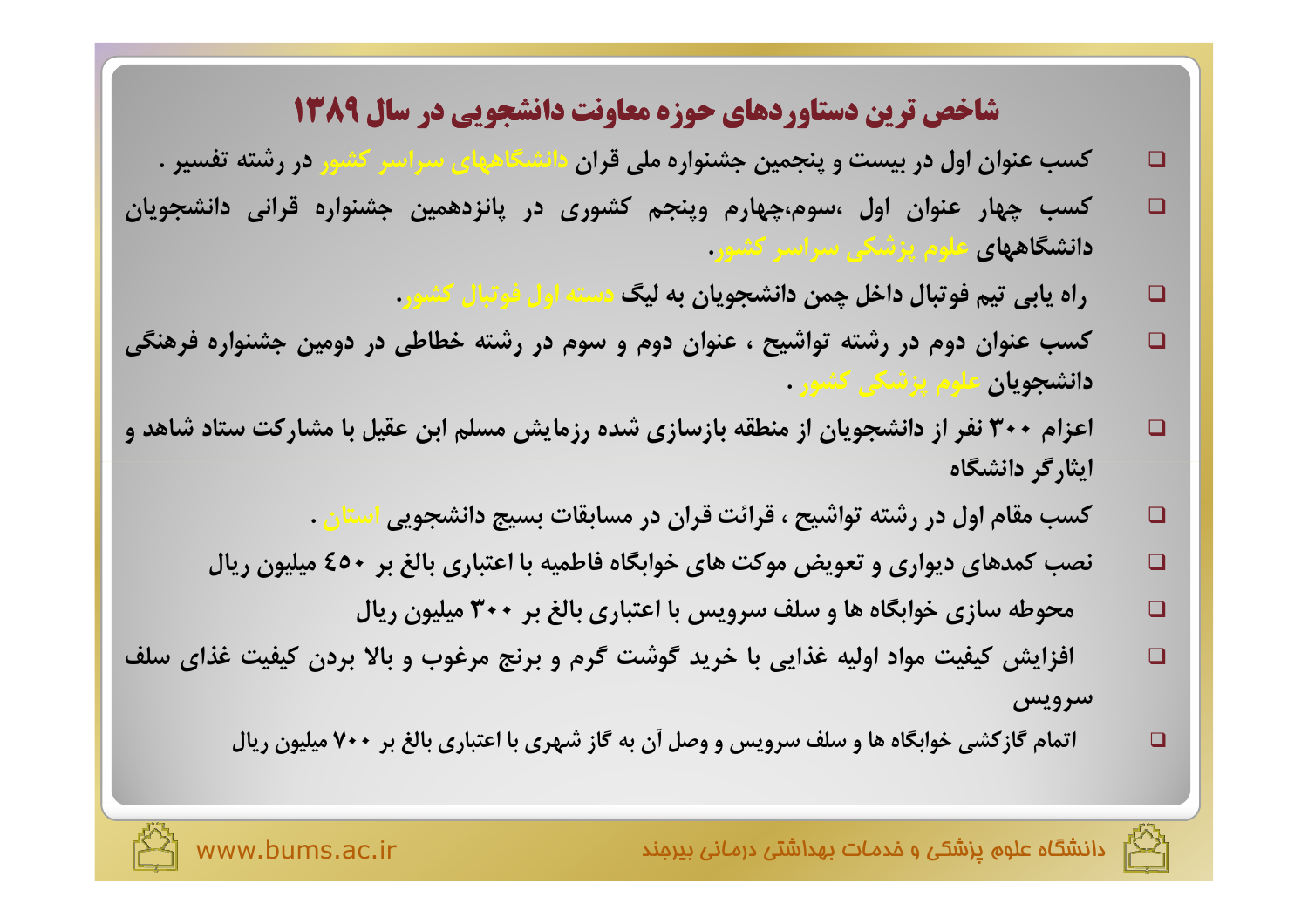## شاخص ترین دستاوردهای حوزه معاونت دانشجویی در سال ۱۳۸۹

- کسب عنوان اول در بیست و پنجمین جشنواره ملی قران دانشگاههای سراسر کشور در رشته تفسیر .
- کسب چهار عنوان اول ،سوم،چهارم وپنجم کشوری در پانزدهمین جشنواره قرانی دانشجویان دانشگاههای علوم پزشکی سراسر کشور.
- راه یابی تیم فوتبال داخل چمن دانشجویان به لیگ دسته اول فوتبال کشور.
- کسب عنوان دوم در رشته تواشیح ، عنوان دوم و سوم در رشته خطاطی در دومین جشنواره فرهنگی دانشجویان علوم پزشکی کشور .
- اعزام ۳۰۰ نفر از دانشجویان از منطقه بازسازی شده رزمایش مسلم ابن عقیل با مشارکت ستاد شاهد و ایثارگر دانشگاه
- کسب مقام اول در رشته تواشیح ، قرائت قران در مسابقات بسیج دانشجویی استان .
- نصب کمدهای دیواری و تعویض موکت های خوابگاه فاطمیه با اعتباری بالغ بر ۴۵۰ میلیون ریال
- محوطه سازی خوابگاه ها و سلف سرویس با اعتباری بالغ بر ۳۰۰ میلیون ریال
- افزایش کیفیت مواد اولیه غذایی با خرید گوشت گرم و برنج مرغوب و بالا بردن کیفیت غذای سلف سرویس
- اتمام گازکشی خوابگاه ها و سلف سرویس و وصل آن به گاز شهری با اعتباری بالغ بر ۷۰۰ میلیون ریال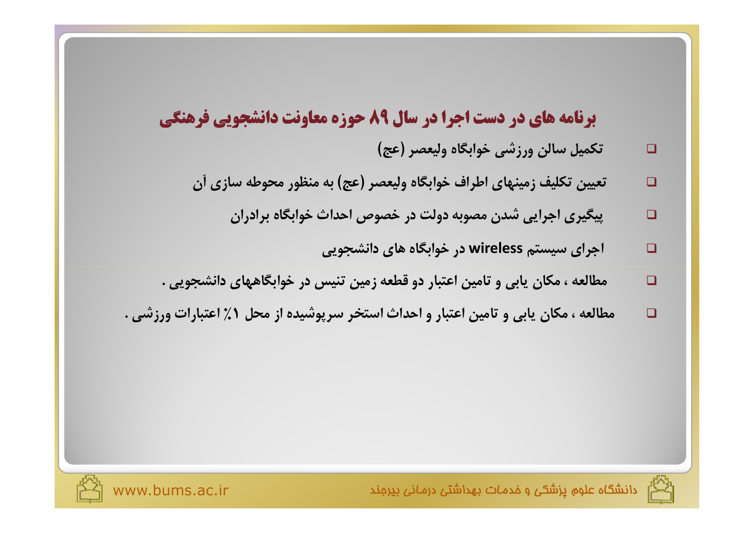## برنامه های در دست اجرا در سال ۸۹ حوزه معاونت دانشجویی فرهنگی

- تکمیل سالن ورزشی خوابگاه ولیعصر (عج)
- تعیین تکلیف زمینهای اطراف خوابگاه ولیعصر (عج) به منظور محوطه سازی آن
- پیگیری اجرایی شدن مصوبه دولت در خصوص احداث خوابگاه برادران
- اجرای سیستم wireless در خوابگاه های دانشجویی
- مطالعه ، مکان یابی و تامین اعتبار دو قطعه زمین تنیس در خوابگاههای دانشجویی .
- مطالعه ، مکان یابی و تامین اعتبار و احداث استخر سرپوشیده از محل ۱٪ اعتبارات ورزشی .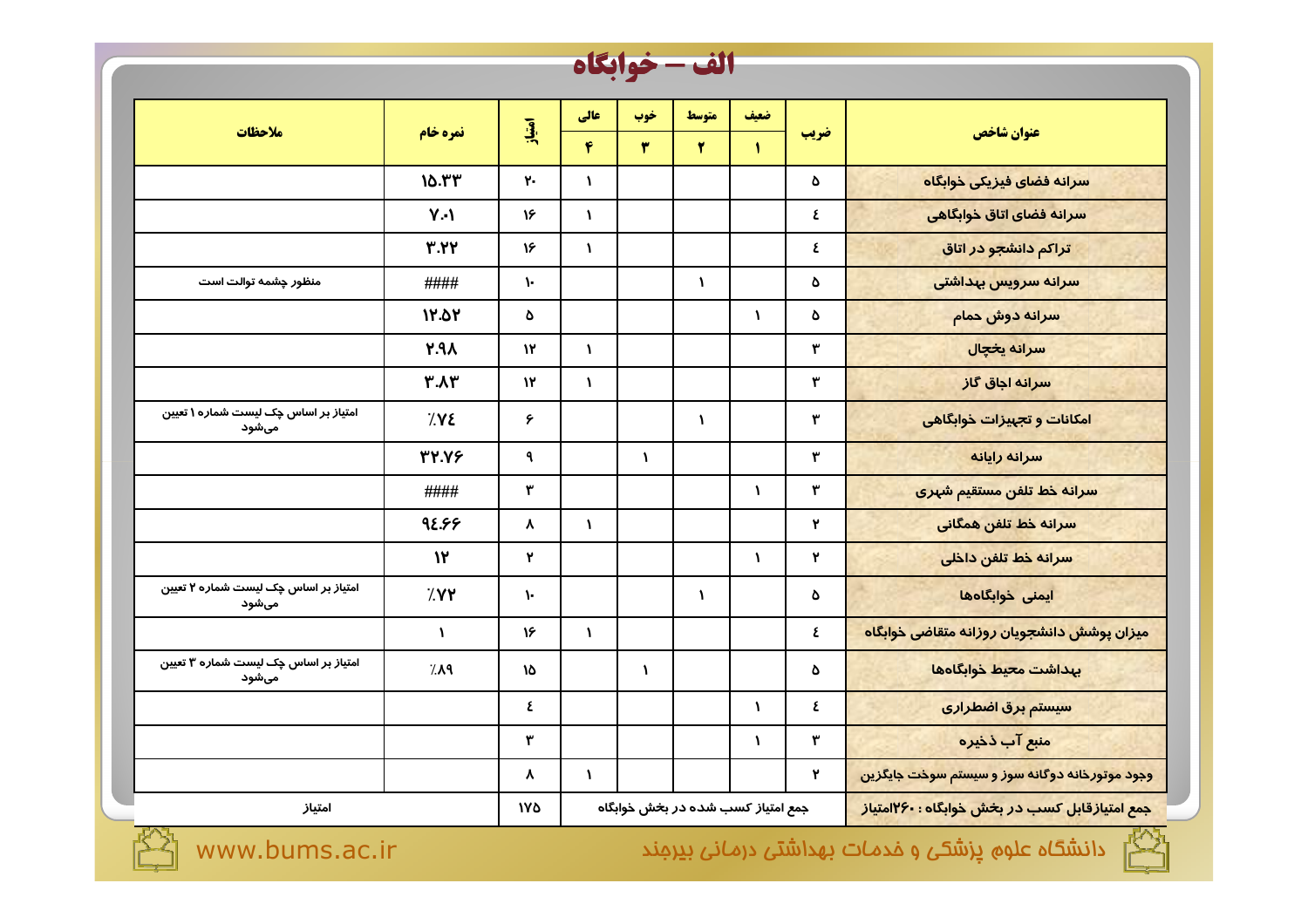# الف – خوابگاه

| عنوان شاخص | ضریب | ضعیف | متوسط | خوب | عالی | امتیاز | نمره خام | ملاحظات |
|---|---|---|---|---|---|---|---|---|
| | | ۱ | ۲ | ۳ | ۴ | | | |
| سرانه فضای فیزیکی خوابگاه | ۵ | | | | ۱ | ۲۰ | ۱۵.۳۳ | |
| سرانه فضای اتاق خوابگاهی | ٤ | | | | ۱ | ۱۶ | ۷.۰۱ | |
| تراکم دانشجو در اتاق | ٤ | | | | ۱ | ۱۶ | ۳.۲۲ | |
| سرانه سرویس بهداشتی | ۵ | | ۱ | | | ۱۰ | #### | منظور چشمه توالت است |
| سرانه دوش حمام | ۵ | ۱ | | | | ۵ | ۱۲.۵۲ | |
| سرانه یخچال | ۳ | | | | ۱ | ۱۲ | ۲.۹۸ | |
| سرانه اجاق گاز | ۳ | | | | ۱ | ۱۲ | ۳.۸۳ | |
| امکانات و تجهیزات خوابگاهی | ۳ | | ۱ | | | ۶ | ٪۷٤ | امتیاز بر اساس چک لیست شماره ۱ تعیین می‌شود |
| سرانه رایانه | ۳ | | | ۱ | | ۹ | ۳۲.۷۶ | |
| سرانه خط تلفن مستقیم شهری | ۳ | ۱ | | | | ۳ | #### | |
| سرانه خط تلفن همگانی | ۲ | | | | ۱ | ۸ | ۹٤.۶۶ | |
| سرانه خط تلفن داخلی | ۲ | ۱ | | | | ۲ | ۱۲ | |
| ایمنی خوابگاه‌ها | ۵ | | ۱ | | | ۱۰ | ٪۷۲ | امتیاز بر اساس چک لیست شماره ۲ تعیین می‌شود |
| میزان پوشش دانشجویان روزانه متقاضی خوابگاه | ٤ | | | | ۱ | ۱۶ | ۱ | |
| بهداشت محیط خوابگاه‌ها | ۵ | | | ۱ | | ۱۵ | ٪۸۹ | امتیاز بر اساس چک لیست شماره ۳ تعیین می‌شود |
| سیستم برق اضطراری | ٤ | ۱ | | | | ٤ | | |
| منبع آب ذخیره | ۳ | ۱ | | | | ۳ | | |
| وجود موتورخانه دوگانه سوز و سیستم سوخت جایگزین | ۲ | | | | ۱ | ۸ | | |
| جمع امتیازقابل کسب در بخش خوابگاه : ۲۶۰امتیاز | جمع امتیاز کسب شده در بخش خوابگاه | | | | | ۱۷۵ | امتیاز | |

www.bums.ac.ir

دانشگاه علوم پزشکی و خدمات بهداشتی درمانی بیرجند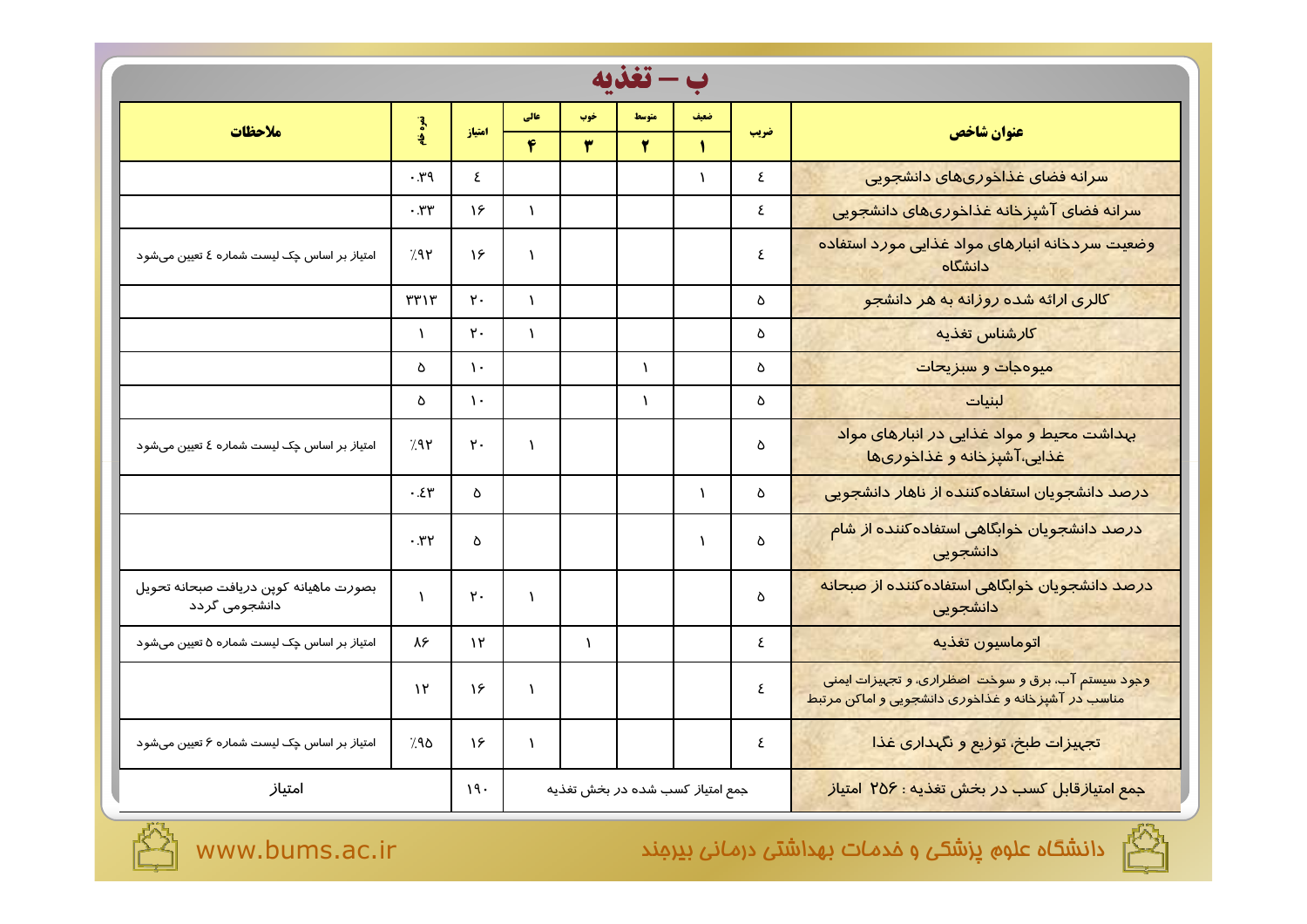# ب – تغذیه

| عنوان شاخص | ضریب | ضعیف ۱ | متوسط ۲ | خوب ۳ | عالی ۴ | امتیاز | نمره خام | ملاحظات |
|---|---|---|---|---|---|---|---|---|
| سرانه فضای غذاخوری‌های دانشجویی | ٤ | ۱ | | | | ٤ | ۰.۳۹ | |
| سرانه فضای آشپزخانه غذاخوری‌های دانشجویی | ٤ | | | | ۱ | ۱۶ | ۰.۳۳ | |
| وضعیت سردخانه انبارهای مواد غذایی مورد استفاده دانشگاه | ٤ | | | | ۱ | ۱۶ | ٪۹۲ | امتیاز بر اساس چک لیست شماره ٤ تعیین می‌شود |
| کالری ارائه شده روزانه به هر دانشجو | ٥ | | | | ۱ | ۲۰ | ۳۳۱۳ | |
| کارشناس تغذیه | ٥ | | | | ۱ | ۲۰ | ۱ | |
| میوه‌جات و سبزیجات | ٥ | | ۱ | | | ۱۰ | ٥ | |
| لبنیات | ٥ | | ۱ | | | ۱۰ | ٥ | |
| بهداشت محیط و مواد غذایی در انبارهای مواد غذایی،آشپزخانه و غذاخوری‌ها | ٥ | | | | ۱ | ۲۰ | ٪۹۲ | امتیاز بر اساس چک لیست شماره ٤ تعیین می‌شود |
| درصد دانشجویان استفاده‌کننده از ناهار دانشجویی | ٥ | ۱ | | | | ٥ | ۰.٤۳ | |
| درصد دانشجویان خوابگاهی استفاده‌کننده از شام دانشجویی | ٥ | ۱ | | | | ٥ | ۰.۳۲ | |
| درصد دانشجویان خوابگاهی استفاده‌کننده از صبحانه دانشجویی | ٥ | | | | ۱ | ۲۰ | ۱ | بصورت ماهیانه کوپن دریافت صبحانه تحویل دانشجومی گردد |
| اتوماسیون تغذیه | ٤ | | | ۱ | | ۱۲ | ۸۶ | امتیاز بر اساس چک لیست شماره ٥ تعیین می‌شود |
| وجود سیستم آب، برق و سوخت اضطراری، و تجهیزات ایمنی مناسب در آشپزخانه و غذاخوری دانشجویی و اماکن مرتبط | ٤ | | | | ۱ | ۱۶ | ۱۲ | |
| تجهیزات طبخ، توزیع و نگهداری غذا | ٤ | | | | ۱ | ۱۶ | ٪۹٥ | امتیاز بر اساس چک لیست شماره ۶ تعیین می‌شود |
| جمع امتیازقابل کسب در بخش تغذیه : ۲۵۶ امتیاز | جمع امتیاز کسب شده در بخش تغذیه | | | | | ۱۹۰ | امتیاز | |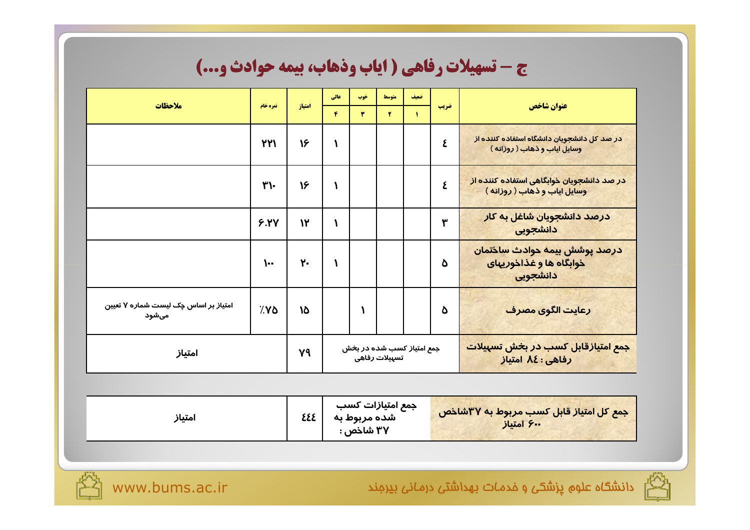# ج – تسهیلات رفاهی ( ایاب وذهاب، بیمه حوادث و...)

| عنوان شاخص | ضریب | ضعیف ۱ | متوسط ۲ | خوب ۳ | عالی ۴ | امتیاز | نمره خام | ملاحظات |
|---|---|---|---|---|---|---|---|---|
| در صد کل دانشجویان دانشگاه استفاده کننده از وسایل ایاب و ذهاب ( روزانه ) | ٤ | | | | ۱ | ۱۶ | ۲۲۱ | |
| در صد دانشجویان خوابگاهی استفاده کننده از وسایل ایاب و ذهاب ( روزانه ) | ٤ | | | | ۱ | ۱۶ | ۳۱۰ | |
| درصد دانشجویان شاغل به کار دانشجویی | ۳ | | | | ۱ | ۱۲ | ۶.۲۷ | |
| درصد پوشش بیمه حوادث ساختمان خوابگاه ها و غذاخوریهای دانشجویی | ۵ | | | | ۱ | ۲۰ | ۱۰۰ | |
| رعایت الگوی مصرف | ۵ | | | ۱ | | ۱۵ | ٪۷۵ | امتیاز بر اساس چک لیست شماره ۷ تعیین می‌شود |
| جمع امتیازقابل کسب در بخش تسهیلات رفاهی : ۸٤ امتیاز | جمع امتیاز کسب شده در بخش تسهیلات رفاهی | | | | | ۷۹ | امتیاز | |

| | | | |
|---|---|---|---|
| جمع کل امتیاز قابل کسب مربوط به ۳۷شاخص ۶۰۰ امتیاز | جمع امتیازات کسب شده مربوط به ۳۷ شاخص : | ٤٤٤ | امتیاز |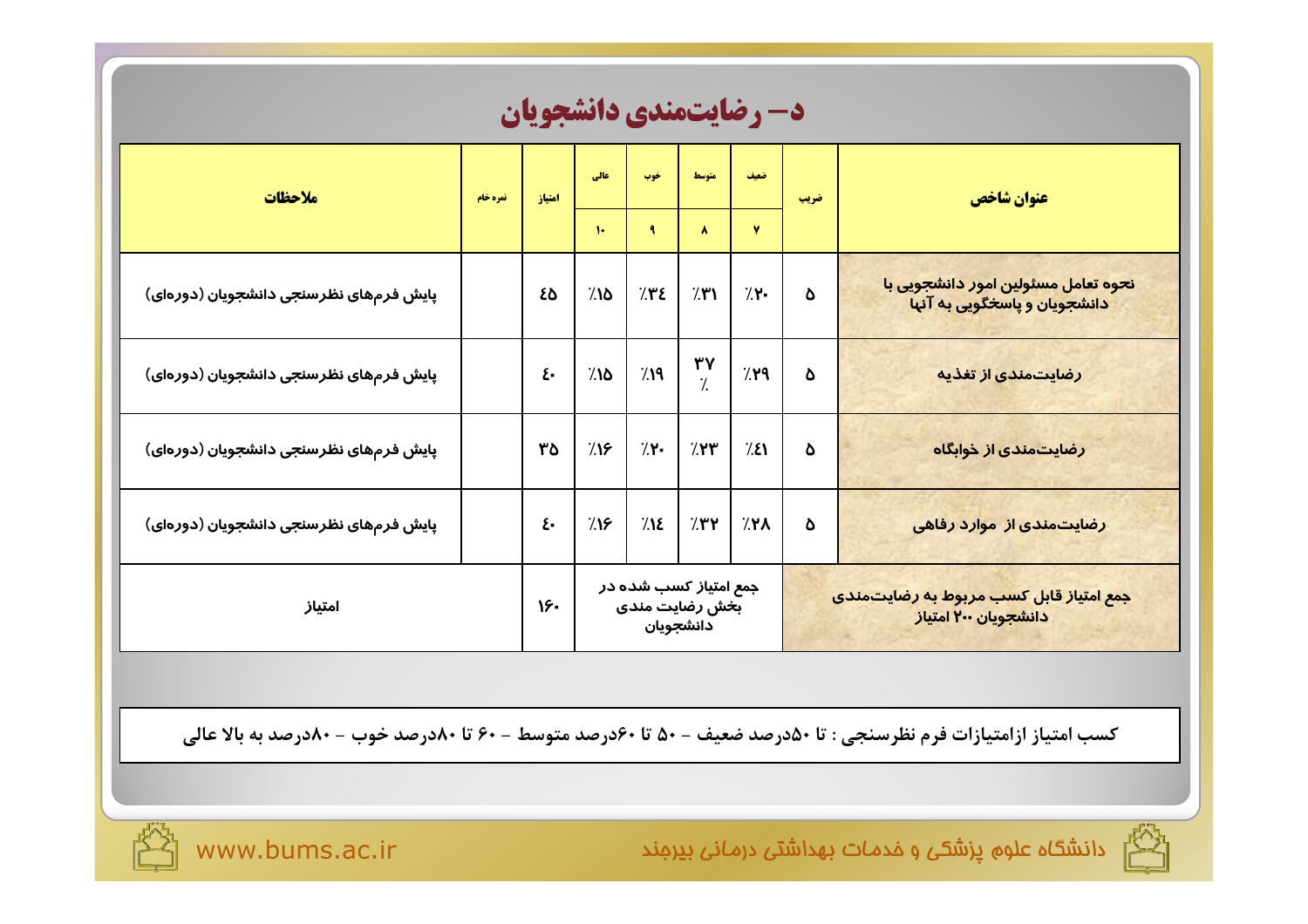## د- رضایت‌مندی دانشجویان

| عنوان شاخص | ضریب | ضعیف | متوسط | خوب | عالی | امتیاز | نمره خام | ملاحظات |
|---|---|---|---|---|---|---|---|---|
| | | ۷ | ۸ | ۹ | ۱۰ | | | |
| نحوه تعامل مسئولین امور دانشجویی با دانشجویان و پاسخگویی به آنها | ۵ | ٪۲۰ | ٪۳۱ | ٪۳٤ | ٪۱۵ | ٤۵ | | پایش فرم‌های نظرسنجی دانشجویان (دوره‌ای) |
| رضایت‌مندی از تغذیه | ۵ | ٪۲۹ | ۳۷ ٪ | ٪۱۹ | ٪۱۵ | ٤۰ | | پایش فرم‌های نظرسنجی دانشجویان (دوره‌ای) |
| رضایت‌مندی از خوابگاه | ۵ | ٪٤۱ | ٪۲۳ | ٪۲۰ | ٪۱۶ | ۳۵ | | پایش فرم‌های نظرسنجی دانشجویان (دوره‌ای) |
| رضایت‌مندی از موارد رفاهی | ۵ | ٪۲۸ | ٪۳۲ | ٪۱٤ | ٪۱۶ | ٤۰ | | پایش فرم‌های نظرسنجی دانشجویان (دوره‌ای) |
| جمع امتیاز قابل کسب مربوط به رضایت‌مندی دانشجویان ۲۰۰ امتیاز | | جمع امتیاز کسب شده در بخش رضایت مندی دانشجویان | | | | ۱۶۰ | امتیاز | |

کسب امتیاز ازامتیازات فرم نظرسنجی : تا ۵۰درصد ضعیف - ۵۰ تا ۶۰درصد متوسط - ۶۰ تا ۸۰درصد خوب - ۸۰درصد به بالا عالی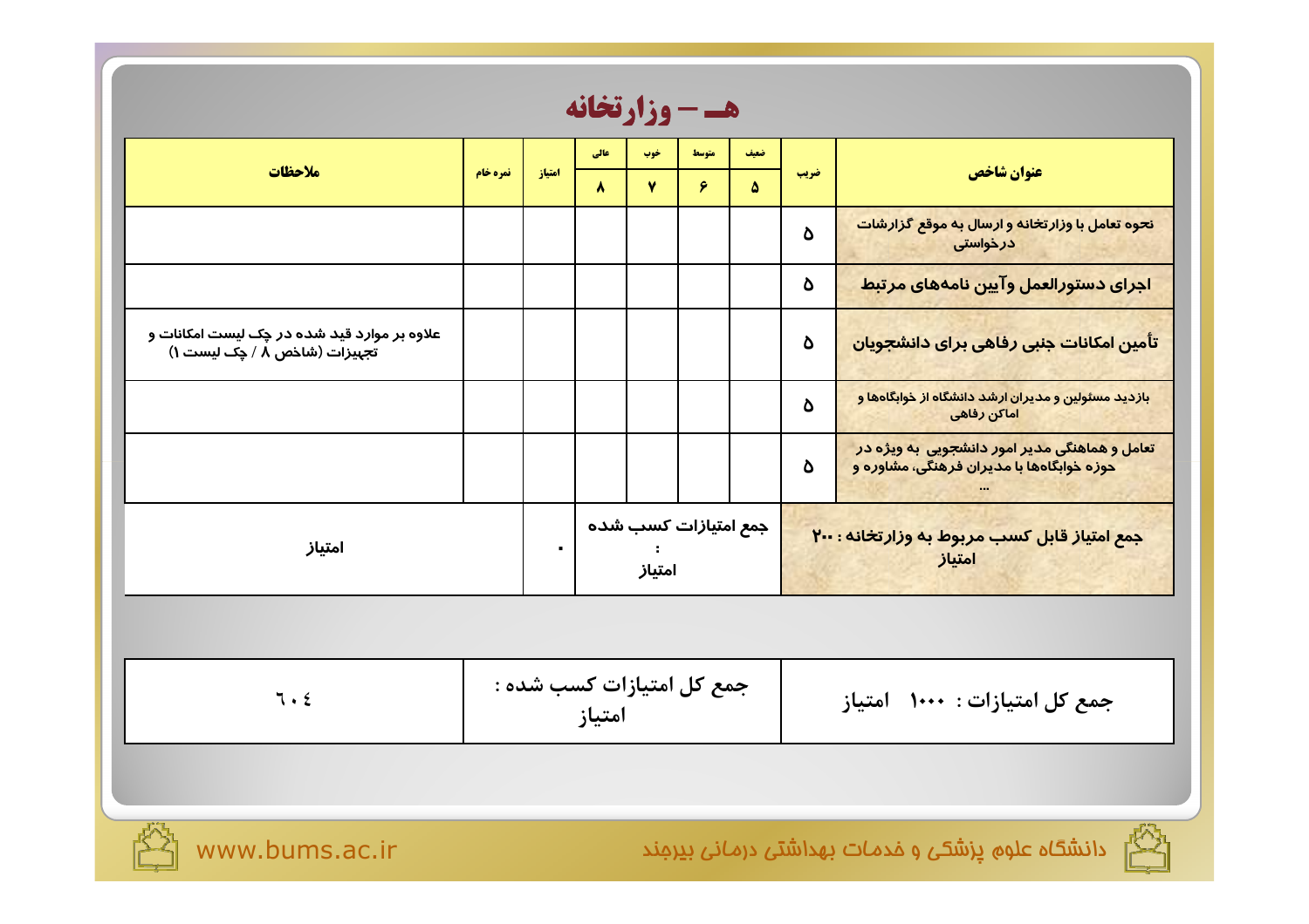# هـ – وزارتخانه

| عنوان شاخص | ضریب | ضعیف | متوسط | خوب | عالی | امتیاز | نمره خام | ملاحظات |
|---|---|---|---|---|---|---|---|---|
| | | ۵ | ۶ | ۷ | ۸ | | | |
| نحوه تعامل با وزارتخانه و ارسال به موقع گزارشات درخواستی | ۵ | | | | | | | |
| اجرای دستورالعمل وآیین نامه‌های مرتبط | ۵ | | | | | | | |
| تأمین امکانات جنبی رفاهی برای دانشجویان | ۵ | | | | | | | علاوه بر موارد قید شده در چک لیست امکانات و تجهیزات (شاخص ۸ / چک لیست ۱) |
| بازدید مسئولین و مدیران ارشد دانشگاه از خوابگاه‌ها و اماکن رفاهی | ۵ | | | | | | | |
| تعامل و هماهنگی مدیر امور دانشجویی به ویژه در حوزه خوابگاه‌ها با مدیران فرهنگی، مشاوره و ... | ۵ | | | | | | | |
| جمع امتیاز قابل کسب مربوط به وزارتخانه : ۲۰۰ امتیاز | | جمع امتیازات کسب شده : امتیاز | | | | ۰ | امتیاز | |

| | | |
|---|---|---|
| جمع کل امتیازات : ۱۰۰۰ امتیاز | جمع کل امتیازات کسب شده : امتیاز | ٦٠٤ |